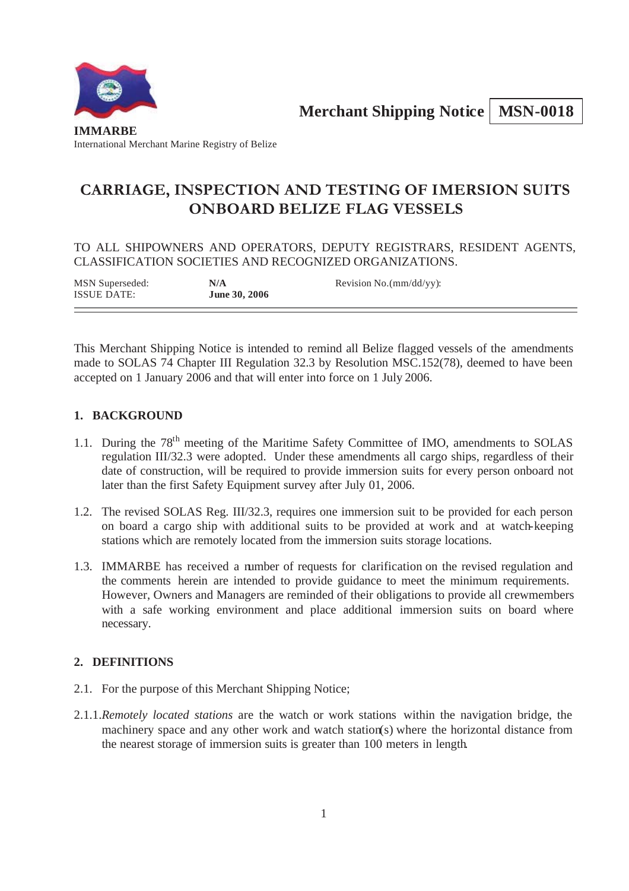**IMMARBE**
International Merchant Marine Registry of Belize

**Merchant Shipping Notice** | **MSN-0018**

# CARRIAGE, INSPECTION AND TESTING OF IMERSION SUITS ONBOARD BELIZE FLAG VESSELS

TO ALL SHIPOWNERS AND OPERATORS, DEPUTY REGISTRARS, RESIDENT AGENTS, CLASSIFICATION SOCIETIES AND RECOGNIZED ORGANIZATIONS.

| | | |
|---|---|---|
| MSN Superseded: | **N/A** | Revision No.(mm/dd/yy): |
| ISSUE DATE: | **June 30, 2006** | |

---

This Merchant Shipping Notice is intended to remind all Belize flagged vessels of the amendments made to SOLAS 74 Chapter III Regulation 32.3 by Resolution MSC.152(78), deemed to have been accepted on 1 January 2006 and that will enter into force on 1 July 2006.

## 1. BACKGROUND

1.1. During the 78th meeting of the Maritime Safety Committee of IMO, amendments to SOLAS regulation III/32.3 were adopted. Under these amendments all cargo ships, regardless of their date of construction, will be required to provide immersion suits for every person onboard not later than the first Safety Equipment survey after July 01, 2006.

1.2. The revised SOLAS Reg. III/32.3, requires one immersion suit to be provided for each person on board a cargo ship with additional suits to be provided at work and at watch-keeping stations which are remotely located from the immersion suits storage locations.

1.3. IMMARBE has received a number of requests for clarification on the revised regulation and the comments herein are intended to provide guidance to meet the minimum requirements. However, Owners and Managers are reminded of their obligations to provide all crewmembers with a safe working environment and place additional immersion suits on board where necessary.

## 2. DEFINITIONS

2.1. For the purpose of this Merchant Shipping Notice;

2.1.1. *Remotely located stations* are the watch or work stations within the navigation bridge, the machinery space and any other work and watch station(s) where the horizontal distance from the nearest storage of immersion suits is greater than 100 meters in length.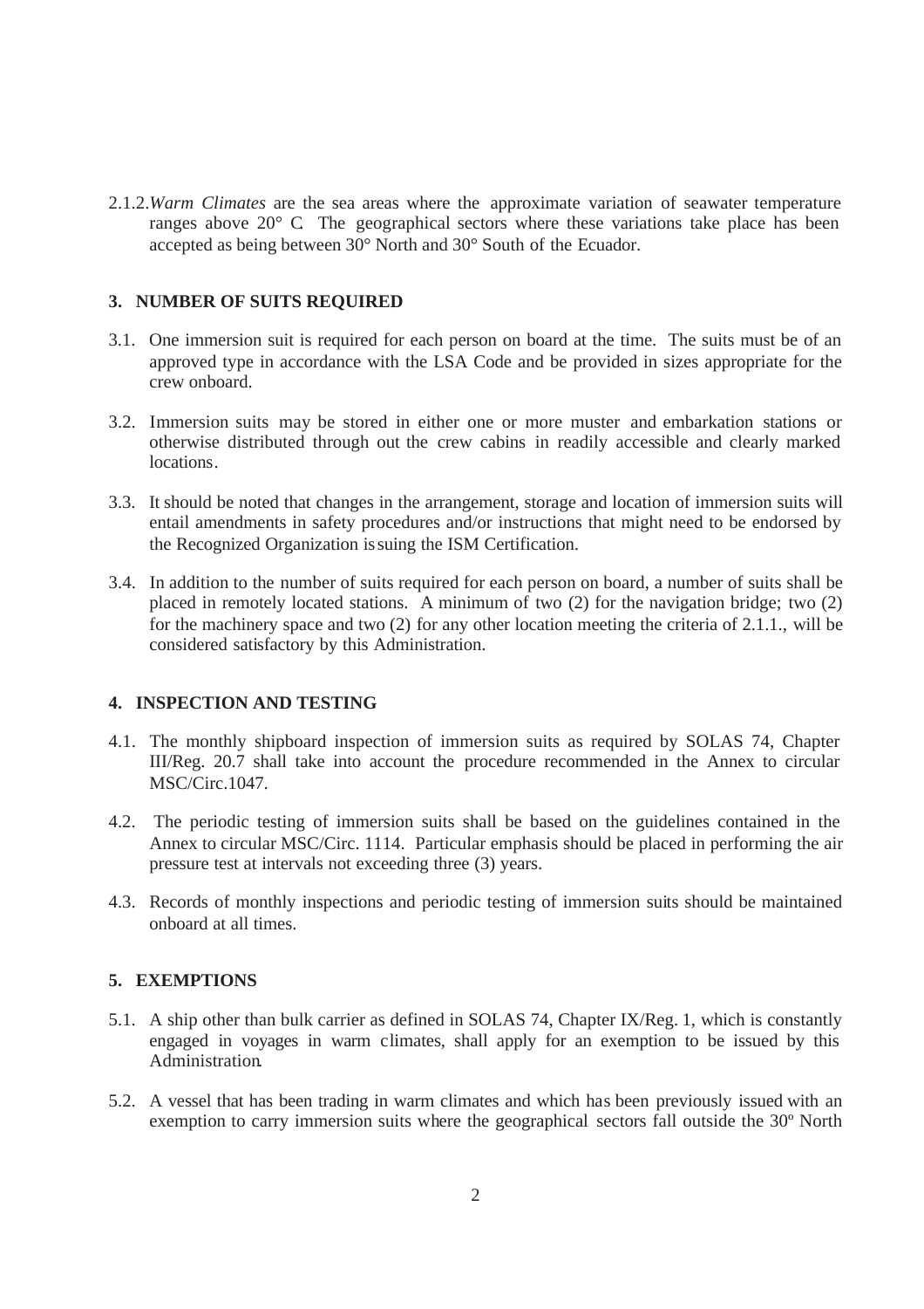2.1.2. *Warm Climates* are the sea areas where the approximate variation of seawater temperature ranges above 20° C. The geographical sectors where these variations take place has been accepted as being between 30° North and 30° South of the Ecuador.

## 3. NUMBER OF SUITS REQUIRED

3.1. One immersion suit is required for each person on board at the time. The suits must be of an approved type in accordance with the LSA Code and be provided in sizes appropriate for the crew onboard.

3.2. Immersion suits may be stored in either one or more muster and embarkation stations or otherwise distributed through out the crew cabins in readily accessible and clearly marked locations.

3.3. It should be noted that changes in the arrangement, storage and location of immersion suits will entail amendments in safety procedures and/or instructions that might need to be endorsed by the Recognized Organization issuing the ISM Certification.

3.4. In addition to the number of suits required for each person on board, a number of suits shall be placed in remotely located stations. A minimum of two (2) for the navigation bridge; two (2) for the machinery space and two (2) for any other location meeting the criteria of 2.1.1., will be considered satisfactory by this Administration.

## 4. INSPECTION AND TESTING

4.1. The monthly shipboard inspection of immersion suits as required by SOLAS 74, Chapter III/Reg. 20.7 shall take into account the procedure recommended in the Annex to circular MSC/Circ.1047.

4.2. The periodic testing of immersion suits shall be based on the guidelines contained in the Annex to circular MSC/Circ. 1114. Particular emphasis should be placed in performing the air pressure test at intervals not exceeding three (3) years.

4.3. Records of monthly inspections and periodic testing of immersion suits should be maintained onboard at all times.

## 5. EXEMPTIONS

5.1. A ship other than bulk carrier as defined in SOLAS 74, Chapter IX/Reg. 1, which is constantly engaged in voyages in warm climates, shall apply for an exemption to be issued by this Administration.

5.2. A vessel that has been trading in warm climates and which has been previously issued with an exemption to carry immersion suits where the geographical sectors fall outside the 30º North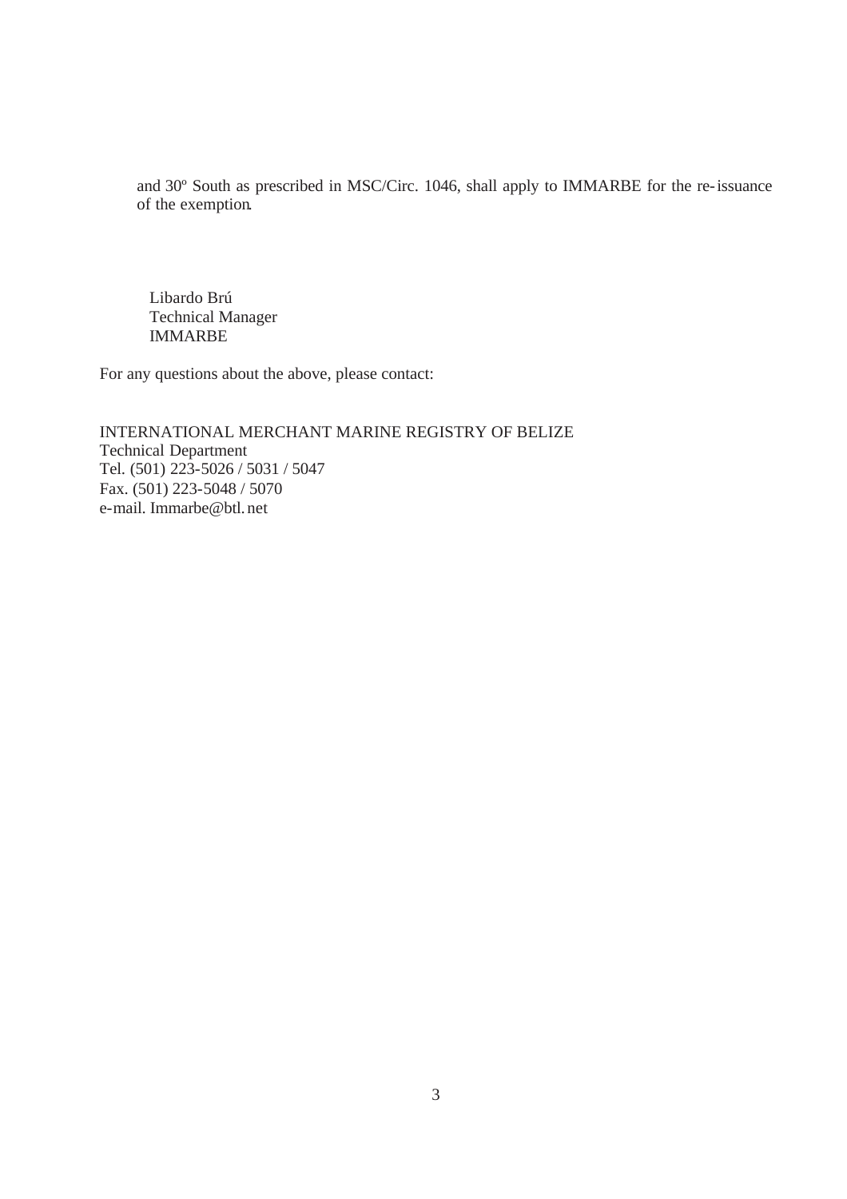and 30º South as prescribed in MSC/Circ. 1046, shall apply to IMMARBE for the re-issuance of the exemption.

Libardo Brú
Technical Manager
IMMARBE

For any questions about the above, please contact:

INTERNATIONAL MERCHANT MARINE REGISTRY OF BELIZE
Technical Department
Tel. (501) 223-5026 / 5031 / 5047
Fax. (501) 223-5048 / 5070
e-mail. Immarbe@btl.net